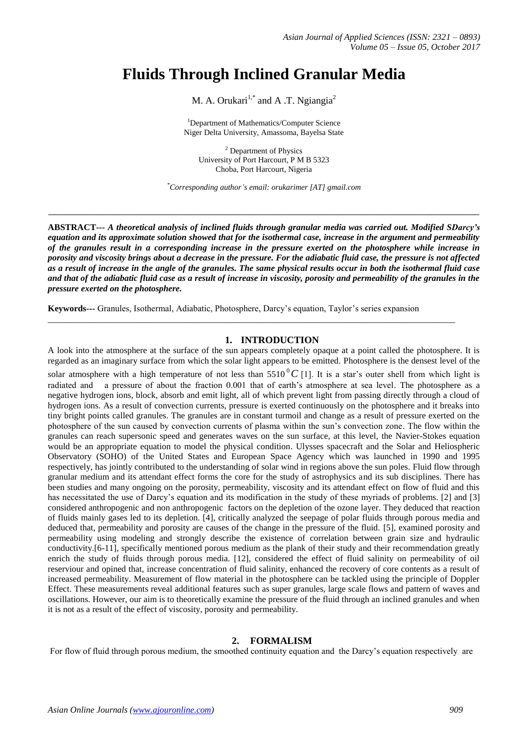# Fluids Through Inclined Granular Media

M. A. Orukari[1,*] and A .T. Ngiangia[2]

[1]Department of Mathematics/Computer Science
Niger Delta University, Amassoma, Bayelsa State

[2] Department of Physics
University of Port Harcourt, P M B 5323
Choba, Port Harcourt, Nigeria

[*]*Corresponding author's email: orukarimer [AT] gmail.com*

---

**ABSTRACT---** ***A theoretical analysis of inclined fluids through granular media was carried out. Modified SDarcy's equation and its approximate solution showed that for the isothermal case, increase in the argument and permeability of the granules result in a corresponding increase in the pressure exerted on the photosphere while increase in porosity and viscosity brings about a decrease in the pressure. For the adiabatic fluid case, the pressure is not affected as a result of increase in the angle of the granules. The same physical results occur in both the isothermal fluid case and that of the adiabatic fluid case as a result of increase in viscosity, porosity and permeability of the granules in the pressure exerted on the photosphere.***

**Keywords---** Granules, Isothermal, Adiabatic, Photosphere, Darcy's equation, Taylor's series expansion

---

## 1. INTRODUCTION

A look into the atmosphere at the surface of the sun appears completely opaque at a point called the photosphere. It is regarded as an imaginary surface from which the solar light appears to be emitted. Photosphere is the densest level of the solar atmosphere with a high temperature of not less than $5510\,^0C$ [1]. It is a star's outer shell from which light is radiated and a pressure of about the fraction 0.001 that of earth's atmosphere at sea level. The photosphere as a negative hydrogen ions, block, absorb and emit light, all of which prevent light from passing directly through a cloud of hydrogen ions. As a result of convection currents, pressure is exerted continuously on the photosphere and it breaks into tiny bright points called granules. The granules are in constant turmoil and change as a result of pressure exerted on the photosphere of the sun caused by convection currents of plasma within the sun's convection zone. The flow within the granules can reach supersonic speed and generates waves on the sun surface, at this level, the Navier-Stokes equation would be an appropriate equation to model the physical condition. Ulysses spacecraft and the Solar and Heliospheric Observatory (SOHO) of the United States and European Space Agency which was launched in 1990 and 1995 respectively, has jointly contributed to the understanding of solar wind in regions above the sun poles. Fluid flow through granular medium and its attendant effect forms the core for the study of astrophysics and its sub disciplines. There has been studies and many ongoing on the porosity, permeability, viscosity and its attendant effect on flow of fluid and this has necessitated the use of Darcy's equation and its modification in the study of these myriads of problems. [2] and [3] considered anthropogenic and non anthropogenic factors on the depletion of the ozone layer. They deduced that reaction of fluids mainly gases led to its depletion. [4], critically analyzed the seepage of polar fluids through porous media and deduced that, permeability and porosity are causes of the change in the pressure of the fluid. [5], examined porosity and permeability using modeling and strongly describe the existence of correlation between grain size and hydraulic conductivity.[6-11], specifically mentioned porous medium as the plank of their study and their recommendation greatly enrich the study of fluids through porous media. [12], considered the effect of fluid salinity on permeability of oil reserviour and opined that, increase concentration of fluid salinity, enhanced the recovery of core contents as a result of increased permeability. Measurement of flow material in the photosphere can be tackled using the principle of Doppler Effect. These measurements reveal additional features such as super granules, large scale flows and pattern of waves and oscillations. However, our aim is to theoretically examine the pressure of the fluid through an inclined granules and when it is not as a result of the effect of viscosity, porosity and permeability.

## 2. FORMALISM

For flow of fluid through porous medium, the smoothed continuity equation and the Darcy's equation respectively are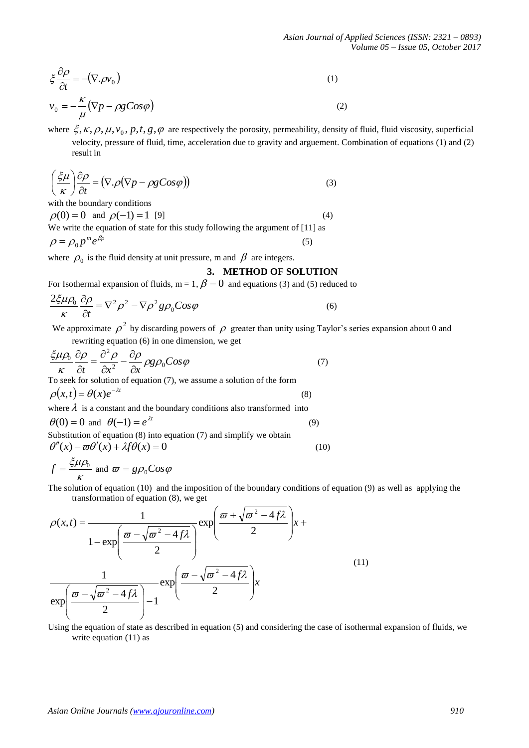$$\xi \frac{\partial \rho}{\partial t} = -(\nabla . \rho v_0) \tag{1}$$

$$v_0 = -\frac{\kappa}{\mu}(\nabla p - \rho g Cos\varphi) \tag{2}$$

where $\xi, \kappa, \rho, \mu, v_0, p, t, g, \varphi$ are respectively the porosity, permeability, density of fluid, fluid viscosity, superficial velocity, pressure of fluid, time, acceleration due to gravity and arguement. Combination of equations (1) and (2) result in

$$\left(\frac{\xi \mu}{\kappa}\right)\frac{\partial \rho}{\partial t} = (\nabla . \rho(\nabla p - \rho g Cos\varphi)) \tag{3}$$

with the boundary conditions

$$\rho(0) = 0 \text{ and } \rho(-1) = 1 \text{ [9]} \tag{4}$$

We write the equation of state for this study following the argument of [11] as

$$\rho = \rho_0 p^m e^{\beta p} \tag{5}$$

where $\rho_0$ is the fluid density at unit pressure, m and $\beta$ are integers.

## 3. METHOD OF SOLUTION

For Isothermal expansion of fluids, m = 1, $\beta = 0$ and equations (3) and (5) reduced to

$$\frac{2\xi \mu \rho_0}{\kappa}\frac{\partial \rho}{\partial t} = \nabla^2 \rho^2 - \nabla \rho^2 g \rho_0 Cos\varphi \tag{6}$$

We approximate $\rho^2$ by discarding powers of $\rho$ greater than unity using Taylor's series expansion about 0 and rewriting equation (6) in one dimension, we get

$$\frac{\xi \mu \rho_0}{\kappa}\frac{\partial \rho}{\partial t} = \frac{\partial^2 \rho}{\partial x^2} - \frac{\partial \rho}{\partial x}\rho g \rho_0 Cos\varphi \tag{7}$$

To seek for solution of equation (7), we assume a solution of the form

$$\rho(x,t) = \theta(x) e^{-\lambda t} \tag{8}$$

where $\lambda$ is a constant and the boundary conditions also transformed into

$$\theta(0) = 0 \text{ and } \theta(-1) = e^{\lambda t} \tag{9}$$

Substitution of equation (8) into equation (7) and simplify we obtain

$$\theta''(x) - \varpi \theta'(x) + \lambda f \theta(x) = 0 \tag{10}$$

$$f = \frac{\xi \mu \rho_0}{\kappa} \text{ and } \varpi = g \rho_0 Cos\varphi$$

The solution of equation (10) and the imposition of the boundary conditions of equation (9) as well as applying the transformation of equation (8), we get

$$\rho(x,t) = \frac{1}{1 - \exp\left(\frac{\varpi - \sqrt{\varpi^2 - 4f\lambda}}{2}\right)} \exp\left(\frac{\varpi + \sqrt{\varpi^2 - 4f\lambda}}{2}\right) x + \frac{1}{\exp\left(\frac{\varpi - \sqrt{\varpi^2 - 4f\lambda}}{2}\right) - 1} \exp\left(\frac{\varpi - \sqrt{\varpi^2 - 4f\lambda}}{2}\right) x \tag{11}$$

Using the equation of state as described in equation (5) and considering the case of isothermal expansion of fluids, we write equation (11) as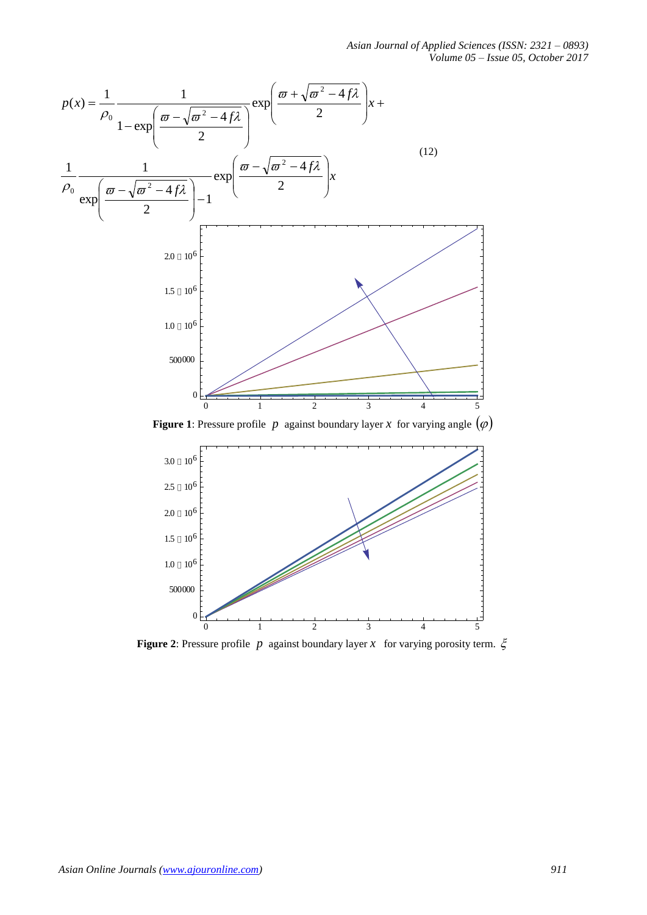$$p(x) = \frac{1}{\rho_0} \frac{1}{1 - \exp\left(\frac{\varpi - \sqrt{\varpi^2 - 4f\lambda}}{2}\right)} \exp\left(\frac{\varpi + \sqrt{\varpi^2 - 4f\lambda}}{2}\right)x +$$

$$\frac{1}{\rho_0} \frac{1}{\exp\left(\frac{\varpi - \sqrt{\varpi^2 - 4f\lambda}}{2}\right) - 1} \exp\left(\frac{\varpi - \sqrt{\varpi^2 - 4f\lambda}}{2}\right)x \tag{12}$$

**Figure 1**: Pressure profile $p$ against boundary layer $x$ for varying angle $(\varphi)$

**Figure 2**: Pressure profile $p$ against boundary layer $x$ for varying porosity term. $\xi$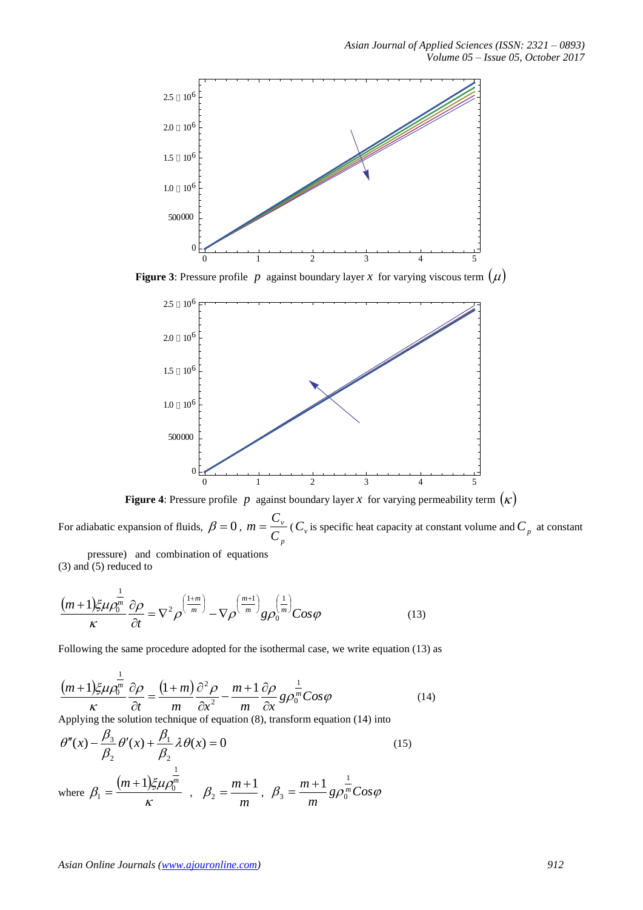**Figure 3**: Pressure profile $p$ against boundary layer $x$ for varying viscous term $(\mu)$

**Figure 4**: Pressure profile $p$ against boundary layer $x$ for varying permeability term $(\kappa)$

For adiabatic expansion of fluids, $\beta = 0$, $m = \dfrac{C_v}{C_p}$ ($C_v$ is specific heat capacity at constant volume and $C_p$ at constant pressure) and combination of equations (3) and (5) reduced to

$$\frac{(m+1)\xi\mu\rho_0^{\frac{1}{m}}}{\kappa}\frac{\partial\rho}{\partial t} = \nabla^2\rho^{\left(\frac{1+m}{m}\right)} - \nabla\rho^{\left(\frac{m+1}{m}\right)} g\rho_0^{\left(\frac{1}{m}\right)} Cos\varphi \tag{13}$$

Following the same procedure adopted for the isothermal case, we write equation (13) as

$$\frac{(m+1)\xi\mu\rho_0^{\frac{1}{m}}}{\kappa}\frac{\partial\rho}{\partial t} = \frac{(1+m)}{m}\frac{\partial^2\rho}{\partial x^2} - \frac{m+1}{m}\frac{\partial\rho}{\partial x} g\rho_0^{\frac{1}{m}} Cos\varphi \tag{14}$$

Applying the solution technique of equation (8), transform equation (14) into

$$\theta''(x) - \frac{\beta_3}{\beta_2}\theta'(x) + \frac{\beta_1}{\beta_2}\lambda\theta(x) = 0 \tag{15}$$

where $\beta_1 = \dfrac{(m+1)\xi\mu\rho_0^{\frac{1}{m}}}{\kappa}$ , $\beta_2 = \dfrac{m+1}{m}$, $\beta_3 = \dfrac{m+1}{m} g\rho_0^{\frac{1}{m}} Cos\varphi$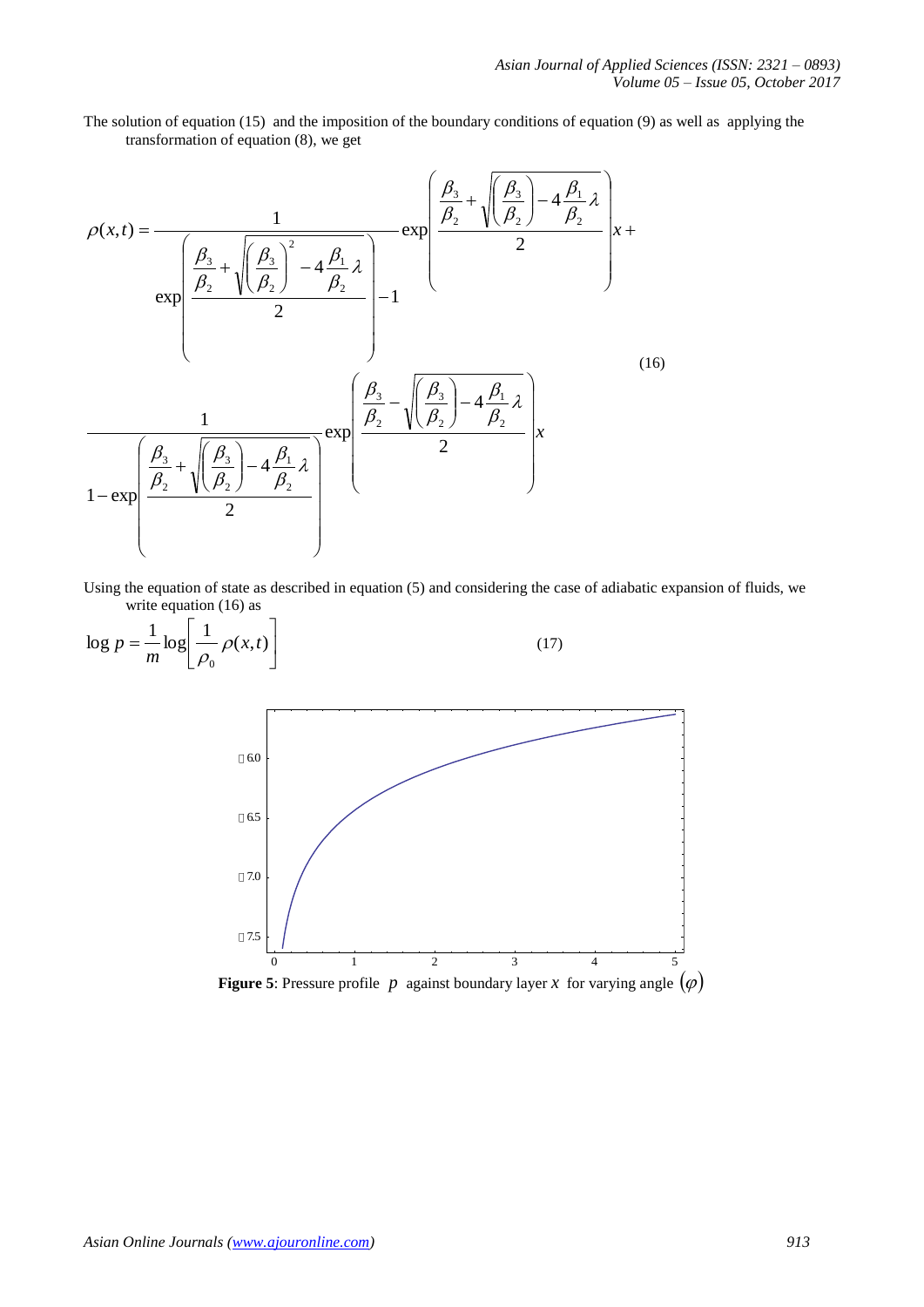The solution of equation (15) and the imposition of the boundary conditions of equation (9) as well as applying the transformation of equation (8), we get

$$\rho(x,t) = \frac{1}{\exp\left(\dfrac{\dfrac{\beta_3}{\beta_2} + \sqrt{\left(\dfrac{\beta_3}{\beta_2}\right)^2 - 4\dfrac{\beta_1}{\beta_2}\lambda}}{2}\right) - 1} \exp\left(\dfrac{\dfrac{\beta_3}{\beta_2} + \sqrt{\left(\dfrac{\beta_3}{\beta_2}\right) - 4\dfrac{\beta_1}{\beta_2}\lambda}}{2}\right) x + \frac{1}{1 - \exp\left(\dfrac{\dfrac{\beta_3}{\beta_2} + \sqrt{\left(\dfrac{\beta_3}{\beta_2}\right) - 4\dfrac{\beta_1}{\beta_2}\lambda}}{2}\right)} \exp\left(\dfrac{\dfrac{\beta_3}{\beta_2} - \sqrt{\left(\dfrac{\beta_3}{\beta_2}\right) - 4\dfrac{\beta_1}{\beta_2}\lambda}}{2}\right) x \tag{16}$$

Using the equation of state as described in equation (5) and considering the case of adiabatic expansion of fluids, we write equation (16) as

$$\log p = \frac{1}{m} \log\left[\frac{1}{\rho_0} \rho(x,t)\right] \tag{17}$$

**Figure 5**: Pressure profile $p$ against boundary layer $x$ for varying angle $(\varphi)$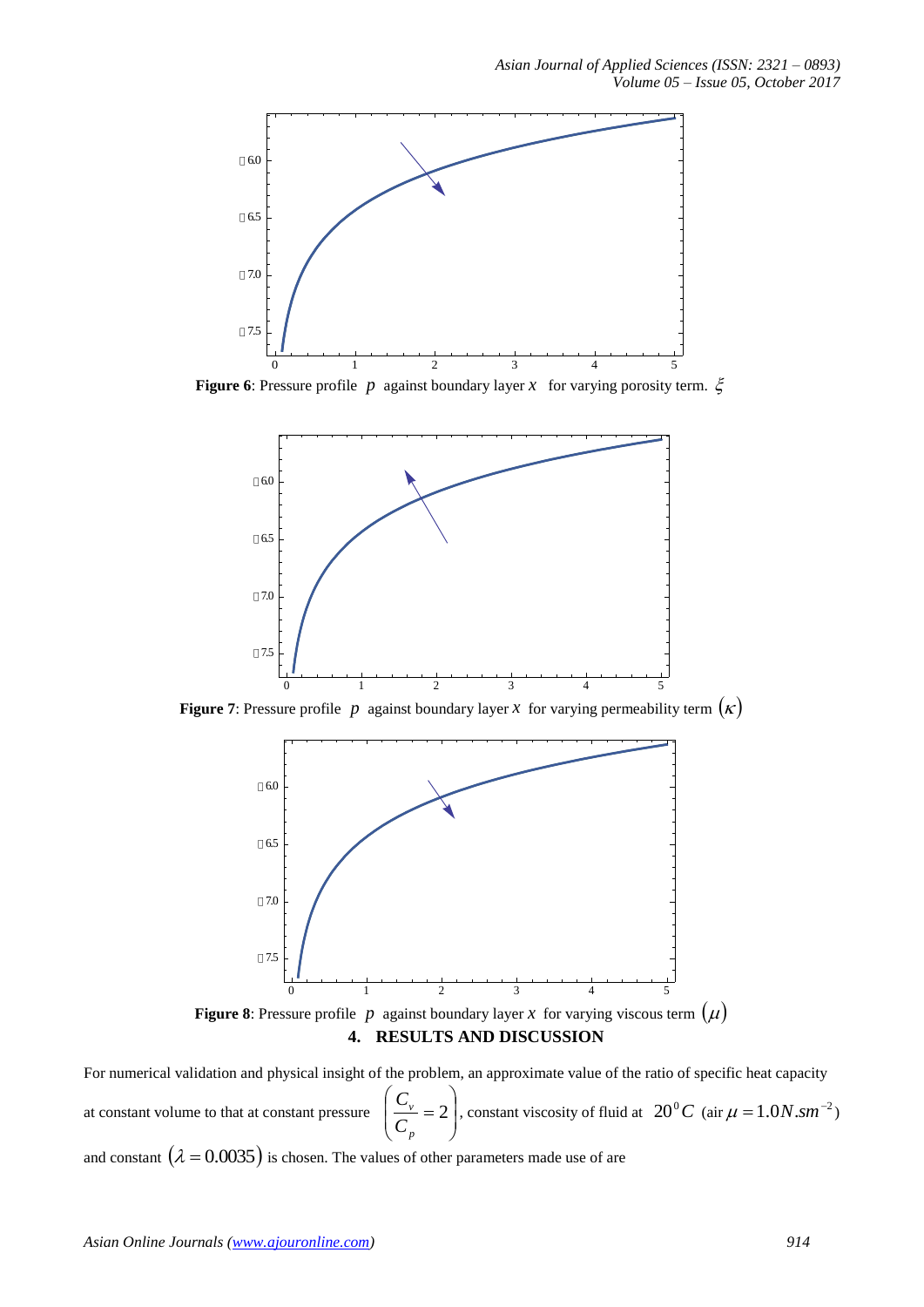**Figure 6**: Pressure profile $p$ against boundary layer $x$ for varying porosity term. $\xi$

**Figure 7**: Pressure profile $p$ against boundary layer $x$ for varying permeability term $(\kappa)$

**Figure 8**: Pressure profile $p$ against boundary layer $x$ for varying viscous term $(\mu)$

## 4. RESULTS AND DISCUSSION

For numerical validation and physical insight of the problem, an approximate value of the ratio of specific heat capacity at constant volume to that at constant pressure $\left(\frac{C_v}{C_p} = 2\right)$, constant viscosity of fluid at $20^0C$ (air $\mu = 1.0N.sm^{-2}$) and constant $(\lambda = 0.0035)$ is chosen. The values of other parameters made use of are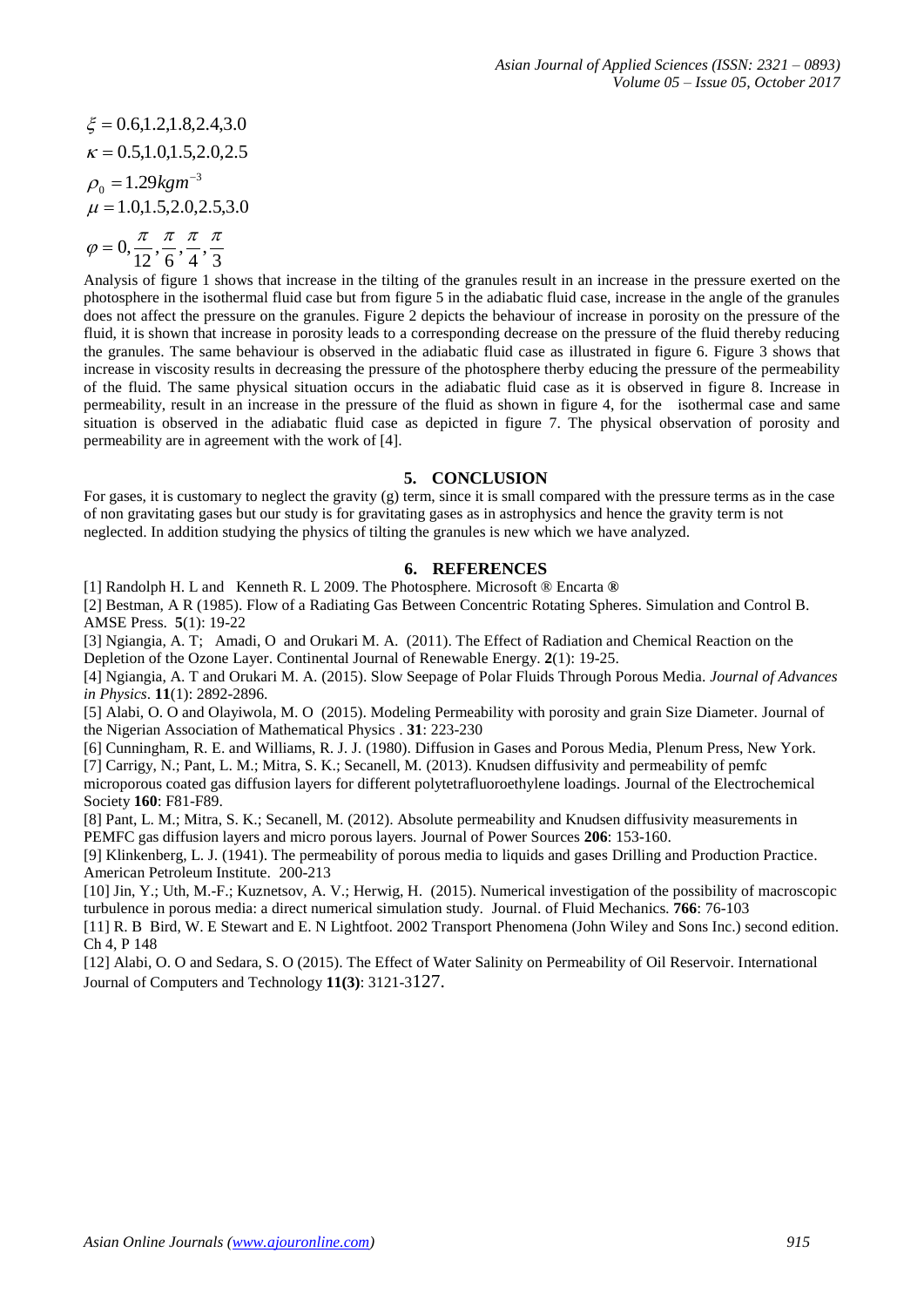$$\xi = 0.6, 1.2, 1.8, 2.4, 3.0$$

$$\kappa = 0.5, 1.0, 1.5, 2.0, 2.5$$

$$\rho_0 = 1.29 kgm^{-3}$$

$$\mu = 1.0, 1.5, 2.0, 2.5, 3.0$$

$$\varphi = 0, \frac{\pi}{12}, \frac{\pi}{6}, \frac{\pi}{4}, \frac{\pi}{3}$$

Analysis of figure 1 shows that increase in the tilting of the granules result in an increase in the pressure exerted on the photosphere in the isothermal fluid case but from figure 5 in the adiabatic fluid case, increase in the angle of the granules does not affect the pressure on the granules. Figure 2 depicts the behaviour of increase in porosity on the pressure of the fluid, it is shown that increase in porosity leads to a corresponding decrease on the pressure of the fluid thereby reducing the granules. The same behaviour is observed in the adiabatic fluid case as illustrated in figure 6. Figure 3 shows that increase in viscosity results in decreasing the pressure of the photosphere therby educing the pressure of the permeability of the fluid. The same physical situation occurs in the adiabatic fluid case as it is observed in figure 8. Increase in permeability, result in an increase in the pressure of the fluid as shown in figure 4, for the isothermal case and same situation is observed in the adiabatic fluid case as depicted in figure 7. The physical observation of porosity and permeability are in agreement with the work of [4].

## 5. CONCLUSION

For gases, it is customary to neglect the gravity (g) term, since it is small compared with the pressure terms as in the case of non gravitating gases but our study is for gravitating gases as in astrophysics and hence the gravity term is not neglected. In addition studying the physics of tilting the granules is new which we have analyzed.

## 6. REFERENCES

[1] Randolph H. L and Kenneth R. L 2009. The Photosphere. Microsoft ® Encarta **®**

[2] Bestman, A R (1985). Flow of a Radiating Gas Between Concentric Rotating Spheres. Simulation and Control B. AMSE Press. **5**(1): 19-22

[3] Ngiangia, A. T; Amadi, O and Orukari M. A. (2011). The Effect of Radiation and Chemical Reaction on the Depletion of the Ozone Layer. Continental Journal of Renewable Energy. **2**(1): 19-25.

[4] Ngiangia, A. T and Orukari M. A. (2015). Slow Seepage of Polar Fluids Through Porous Media. *Journal of Advances in Physics*. **11**(1): 2892-2896.

[5] Alabi, O. O and Olayiwola, M. O (2015). Modeling Permeability with porosity and grain Size Diameter. Journal of the Nigerian Association of Mathematical Physics . **31**: 223-230

[6] Cunningham, R. E. and Williams, R. J. J. (1980). Diffusion in Gases and Porous Media, Plenum Press, New York.

[7] Carrigy, N.; Pant, L. M.; Mitra, S. K.; Secanell, M. (2013). Knudsen diffusivity and permeability of pemfc microporous coated gas diffusion layers for different polytetrafluoroethylene loadings. Journal of the Electrochemical Society **160**: F81-F89.

[8] Pant, L. M.; Mitra, S. K.; Secanell, M. (2012). Absolute permeability and Knudsen diffusivity measurements in PEMFC gas diffusion layers and micro porous layers. Journal of Power Sources **206**: 153-160.

[9] Klinkenberg, L. J. (1941). The permeability of porous media to liquids and gases Drilling and Production Practice. American Petroleum Institute. 200-213

[10] Jin, Y.; Uth, M.-F.; Kuznetsov, A. V.; Herwig, H. (2015). Numerical investigation of the possibility of macroscopic turbulence in porous media: a direct numerical simulation study. Journal. of Fluid Mechanics. **766**: 76-103

[11] R. B Bird, W. E Stewart and E. N Lightfoot. 2002 Transport Phenomena (John Wiley and Sons Inc.) second edition. Ch 4, P 148

[12] Alabi, O. O and Sedara, S. O (2015). The Effect of Water Salinity on Permeability of Oil Reservoir. International Journal of Computers and Technology **11(3)**: 3121-3127.